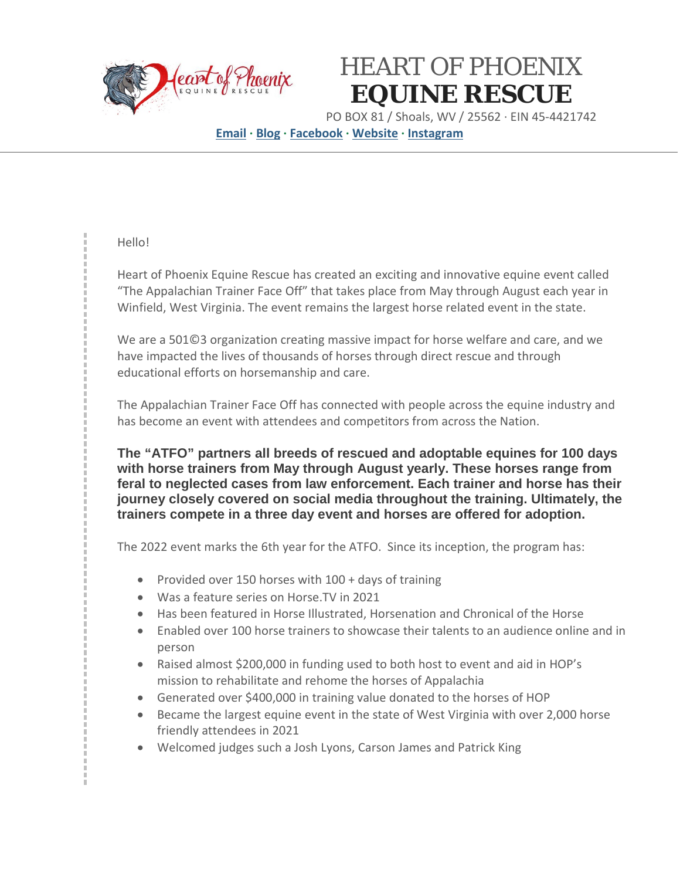# HEART OF PHOENIX
# EQUINE RESCUE

PO BOX 81 / Shoals, WV / 25562 · EIN 45-4421742

**Email · Blog · Facebook · Website · Instagram**

---

Hello!

Heart of Phoenix Equine Rescue has created an exciting and innovative equine event called "The Appalachian Trainer Face Off" that takes place from May through August each year in Winfield, West Virginia. The event remains the largest horse related event in the state.

We are a 501©3 organization creating massive impact for horse welfare and care, and we have impacted the lives of thousands of horses through direct rescue and through educational efforts on horsemanship and care.

The Appalachian Trainer Face Off has connected with people across the equine industry and has become an event with attendees and competitors from across the Nation.

**The "ATFO" partners all breeds of rescued and adoptable equines for 100 days with horse trainers from May through August yearly. These horses range from feral to neglected cases from law enforcement. Each trainer and horse has their journey closely covered on social media throughout the training. Ultimately, the trainers compete in a three day event and horses are offered for adoption.**

The 2022 event marks the 6th year for the ATFO. Since its inception, the program has:

- Provided over 150 horses with 100 + days of training
- Was a feature series on Horse.TV in 2021
- Has been featured in Horse Illustrated, Horsenation and Chronical of the Horse
- Enabled over 100 horse trainers to showcase their talents to an audience online and in person
- Raised almost $200,000 in funding used to both host to event and aid in HOP's mission to rehabilitate and rehome the horses of Appalachia
- Generated over $400,000 in training value donated to the horses of HOP
- Became the largest equine event in the state of West Virginia with over 2,000 horse friendly attendees in 2021
- Welcomed judges such a Josh Lyons, Carson James and Patrick King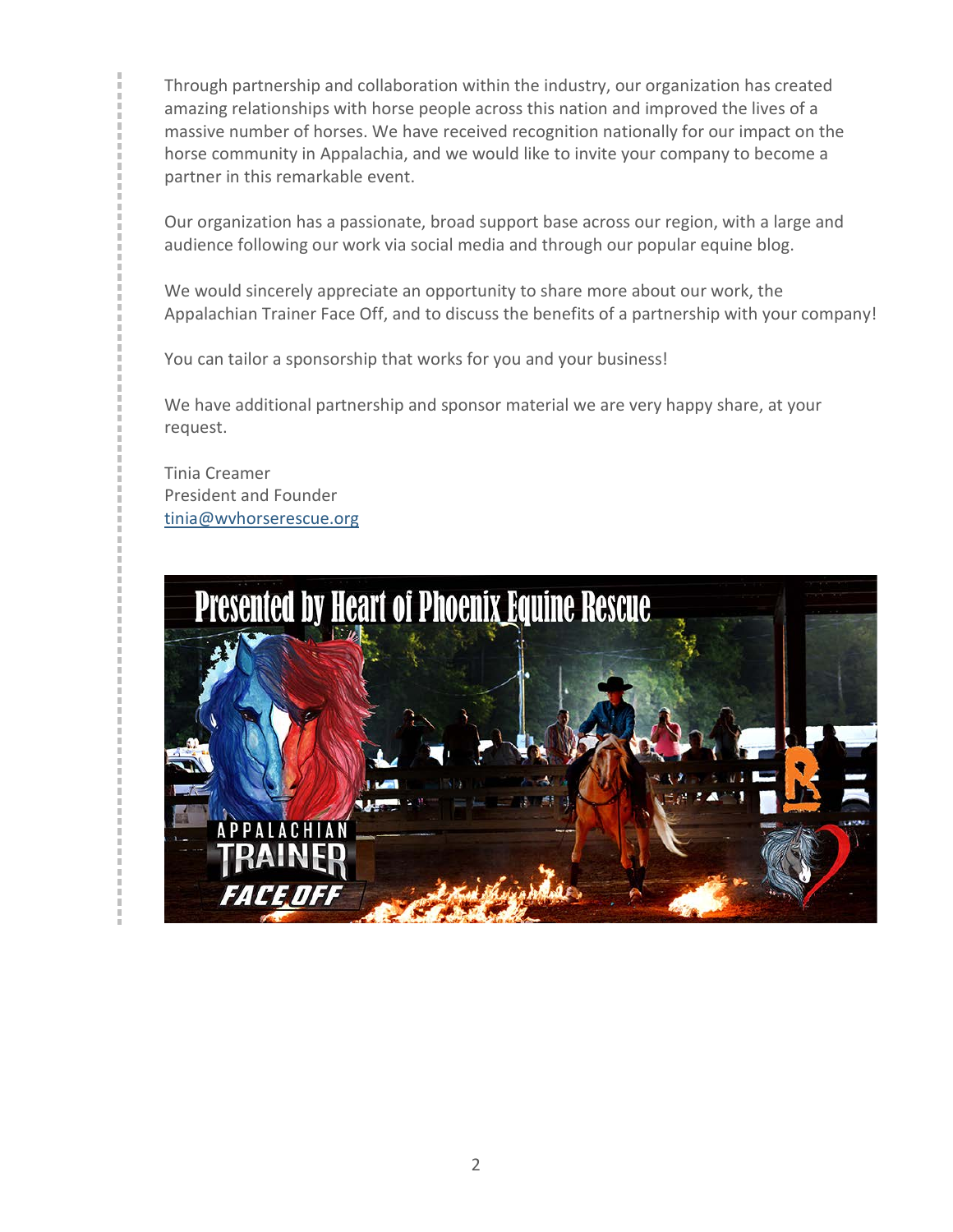Through partnership and collaboration within the industry, our organization has created amazing relationships with horse people across this nation and improved the lives of a massive number of horses. We have received recognition nationally for our impact on the horse community in Appalachia, and we would like to invite your company to become a partner in this remarkable event.

Our organization has a passionate, broad support base across our region, with a large and audience following our work via social media and through our popular equine blog.

We would sincerely appreciate an opportunity to share more about our work, the Appalachian Trainer Face Off, and to discuss the benefits of a partnership with your company!

You can tailor a sponsorship that works for you and your business!

We have additional partnership and sponsor material we are very happy share, at your request.

Tinia Creamer
President and Founder
tinia@wvhorserescue.org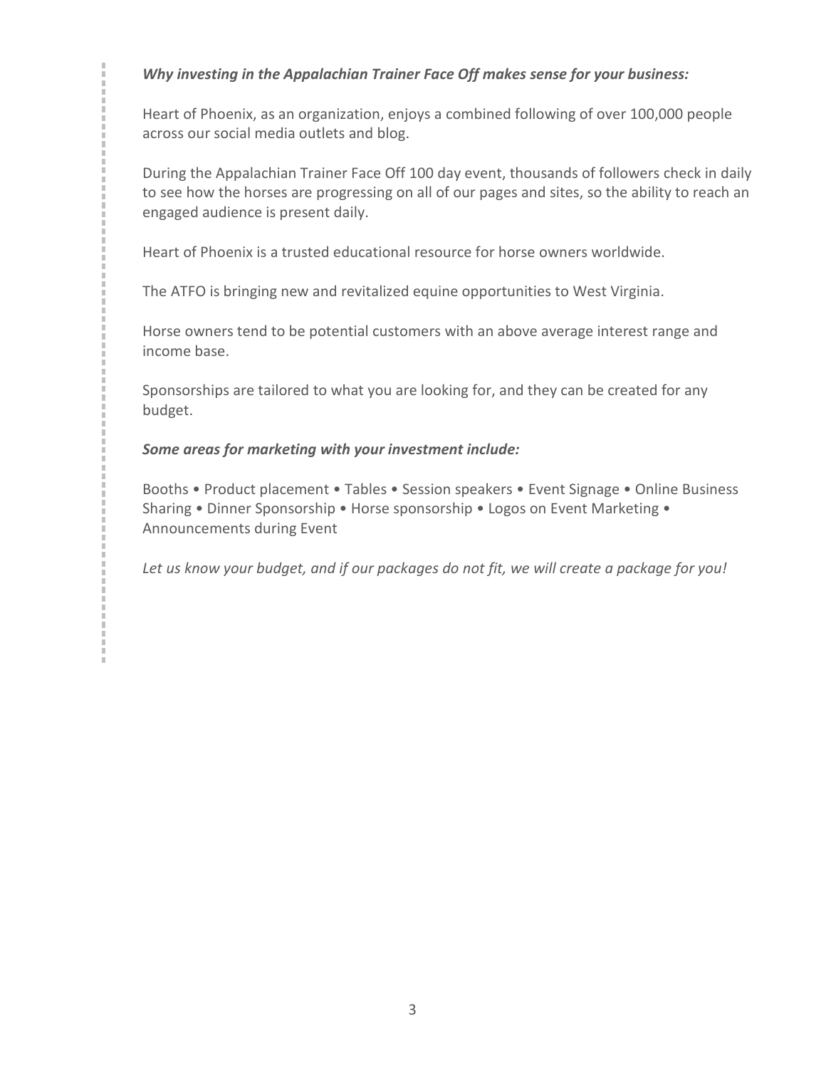***Why investing in the Appalachian Trainer Face Off makes sense for your business:***

Heart of Phoenix, as an organization, enjoys a combined following of over 100,000 people across our social media outlets and blog.

During the Appalachian Trainer Face Off 100 day event, thousands of followers check in daily to see how the horses are progressing on all of our pages and sites, so the ability to reach an engaged audience is present daily.

Heart of Phoenix is a trusted educational resource for horse owners worldwide.

The ATFO is bringing new and revitalized equine opportunities to West Virginia.

Horse owners tend to be potential customers with an above average interest range and income base.

Sponsorships are tailored to what you are looking for, and they can be created for any budget.

***Some areas for marketing with your investment include:***

Booths • Product placement • Tables • Session speakers • Event Signage • Online Business Sharing • Dinner Sponsorship • Horse sponsorship • Logos on Event Marketing • Announcements during Event

*Let us know your budget, and if our packages do not fit, we will create a package for you!*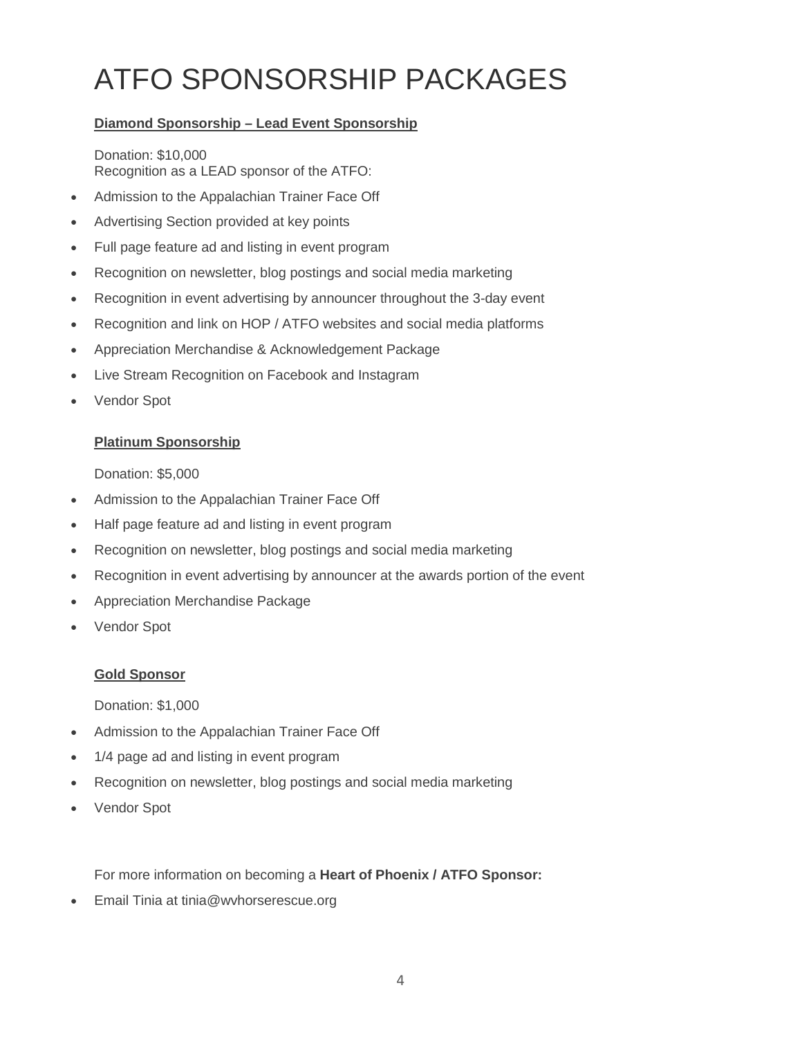# ATFO SPONSORSHIP PACKAGES

**Diamond Sponsorship – Lead Event Sponsorship**

Donation: $10,000
Recognition as a LEAD sponsor of the ATFO:

- Admission to the Appalachian Trainer Face Off
- Advertising Section provided at key points
- Full page feature ad and listing in event program
- Recognition on newsletter, blog postings and social media marketing
- Recognition in event advertising by announcer throughout the 3-day event
- Recognition and link on HOP / ATFO websites and social media platforms
- Appreciation Merchandise & Acknowledgement Package
- Live Stream Recognition on Facebook and Instagram
- Vendor Spot

**Platinum Sponsorship**

Donation: $5,000

- Admission to the Appalachian Trainer Face Off
- Half page feature ad and listing in event program
- Recognition on newsletter, blog postings and social media marketing
- Recognition in event advertising by announcer at the awards portion of the event
- Appreciation Merchandise Package
- Vendor Spot

**Gold Sponsor**

Donation: $1,000

- Admission to the Appalachian Trainer Face Off
- 1/4 page ad and listing in event program
- Recognition on newsletter, blog postings and social media marketing
- Vendor Spot

For more information on becoming a **Heart of Phoenix / ATFO Sponsor:**

- Email Tinia at tinia@wvhorserescue.org